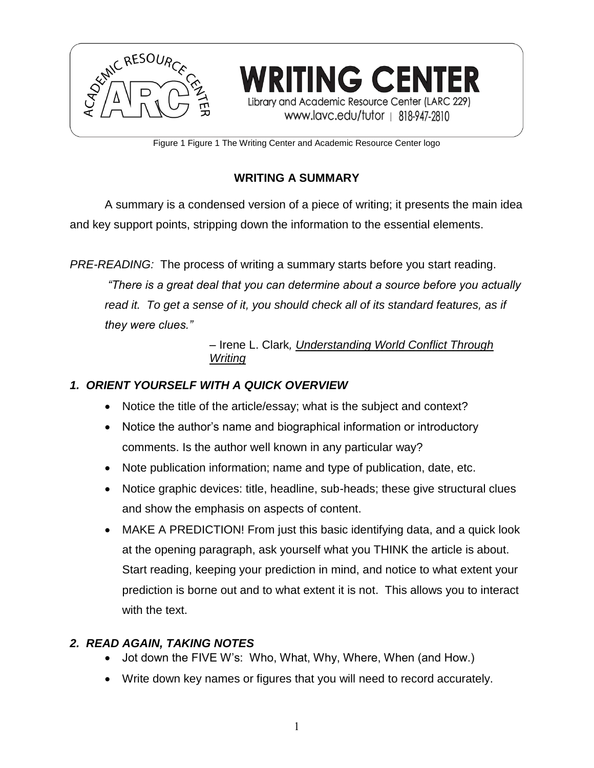WRITING CENTER

Library and Academic Resource Center (LARC 229)

www.lavc.edu/tutor | 818-947-2810

Figure 1 Figure 1 The Writing Center and Academic Resource Center logo

# WRITING A SUMMARY

A summary is a condensed version of a piece of writing; it presents the main idea and key support points, stripping down the information to the essential elements.

*PRE-READING:* The process of writing a summary starts before you start reading.

> *"There is a great deal that you can determine about a source before you actually read it. To get a sense of it, you should check all of its standard features, as if they were clues."*
>
> – Irene L. Clark*, Understanding World Conflict Through Writing*

## *1. ORIENT YOURSELF WITH A QUICK OVERVIEW*

- Notice the title of the article/essay; what is the subject and context?
- Notice the author's name and biographical information or introductory comments. Is the author well known in any particular way?
- Note publication information; name and type of publication, date, etc.
- Notice graphic devices: title, headline, sub-heads; these give structural clues and show the emphasis on aspects of content.
- MAKE A PREDICTION! From just this basic identifying data, and a quick look at the opening paragraph, ask yourself what you THINK the article is about. Start reading, keeping your prediction in mind, and notice to what extent your prediction is borne out and to what extent it is not. This allows you to interact with the text.

## *2. READ AGAIN, TAKING NOTES*

- Jot down the FIVE W's: Who, What, Why, Where, When (and How.)
- Write down key names or figures that you will need to record accurately.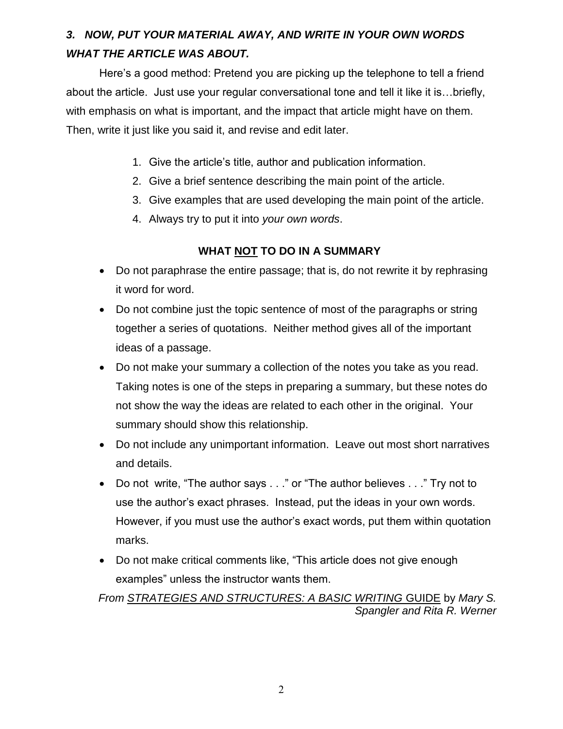### *3. NOW, PUT YOUR MATERIAL AWAY, AND WRITE IN YOUR OWN WORDS WHAT THE ARTICLE WAS ABOUT.*

Here's a good method: Pretend you are picking up the telephone to tell a friend about the article. Just use your regular conversational tone and tell it like it is…briefly, with emphasis on what is important, and the impact that article might have on them. Then, write it just like you said it, and revise and edit later.

1. Give the article's title, author and publication information.
2. Give a brief sentence describing the main point of the article.
3. Give examples that are used developing the main point of the article.
4. Always try to put it into *your own words*.

**WHAT NOT TO DO IN A SUMMARY**

- Do not paraphrase the entire passage; that is, do not rewrite it by rephrasing it word for word.
- Do not combine just the topic sentence of most of the paragraphs or string together a series of quotations. Neither method gives all of the important ideas of a passage.
- Do not make your summary a collection of the notes you take as you read. Taking notes is one of the steps in preparing a summary, but these notes do not show the way the ideas are related to each other in the original. Your summary should show this relationship.
- Do not include any unimportant information. Leave out most short narratives and details.
- Do not write, "The author says . . ." or "The author believes . . ." Try not to use the author's exact phrases. Instead, put the ideas in your own words. However, if you must use the author's exact words, put them within quotation marks.
- Do not make critical comments like, "This article does not give enough examples" unless the instructor wants them.

*From STRATEGIES AND STRUCTURES: A BASIC WRITING* GUIDE by *Mary S. Spangler and Rita R. Werner*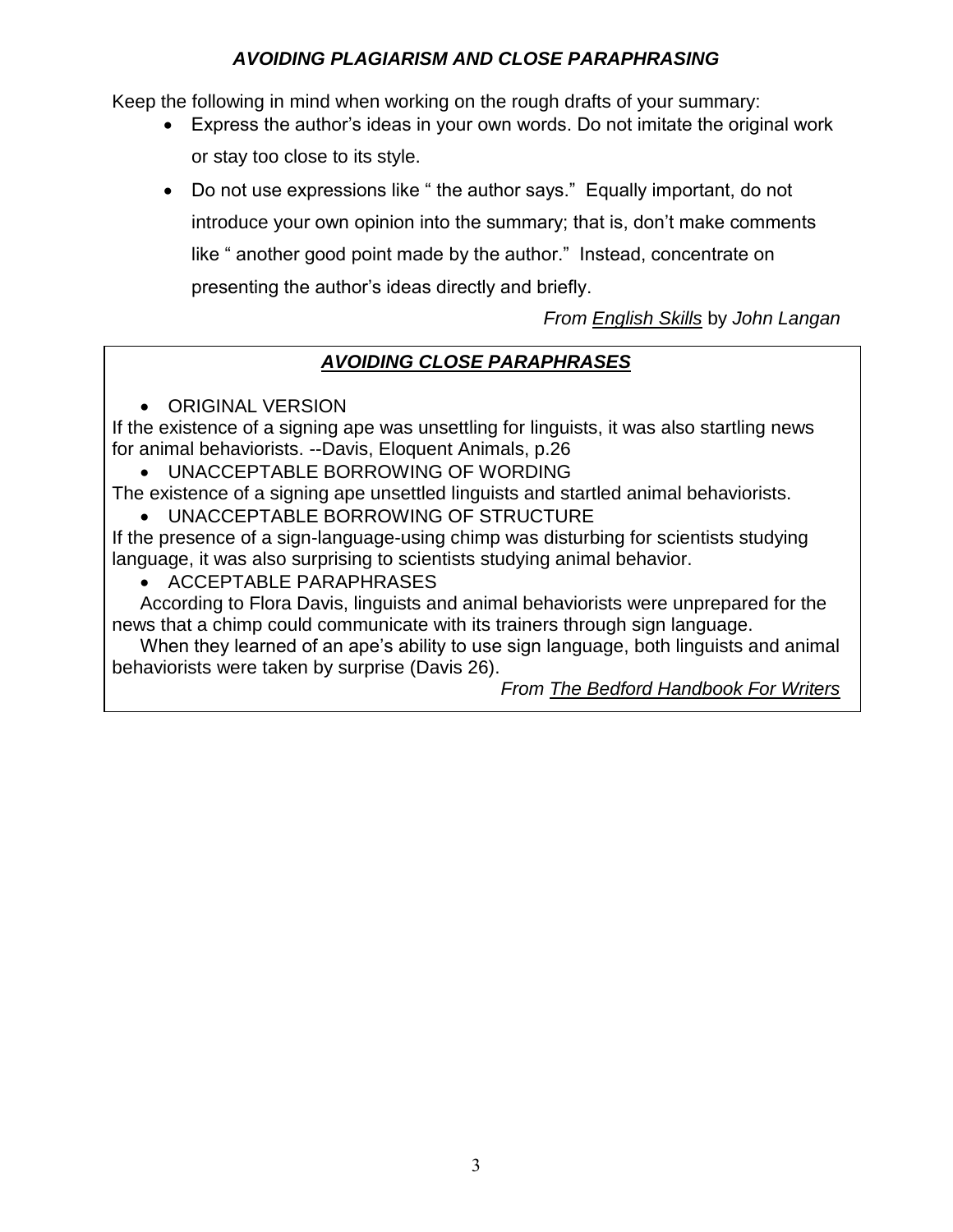## *AVOIDING PLAGIARISM AND CLOSE PARAPHRASING*

Keep the following in mind when working on the rough drafts of your summary:

- Express the author's ideas in your own words. Do not imitate the original work or stay too close to its style.
- Do not use expressions like " the author says." Equally important, do not introduce your own opinion into the summary; that is, don't make comments like " another good point made by the author." Instead, concentrate on presenting the author's ideas directly and briefly.

*From English Skills by John Langan*

## *AVOIDING CLOSE PARAPHRASES*

- ORIGINAL VERSION

If the existence of a signing ape was unsettling for linguists, it was also startling news for animal behaviorists. --Davis, Eloquent Animals, p.26

- UNACCEPTABLE BORROWING OF WORDING

The existence of a signing ape unsettled linguists and startled animal behaviorists.

- UNACCEPTABLE BORROWING OF STRUCTURE

If the presence of a sign-language-using chimp was disturbing for scientists studying language, it was also surprising to scientists studying animal behavior.

- ACCEPTABLE PARAPHRASES

According to Flora Davis, linguists and animal behaviorists were unprepared for the news that a chimp could communicate with its trainers through sign language.

When they learned of an ape's ability to use sign language, both linguists and animal behaviorists were taken by surprise (Davis 26).

*From The Bedford Handbook For Writers*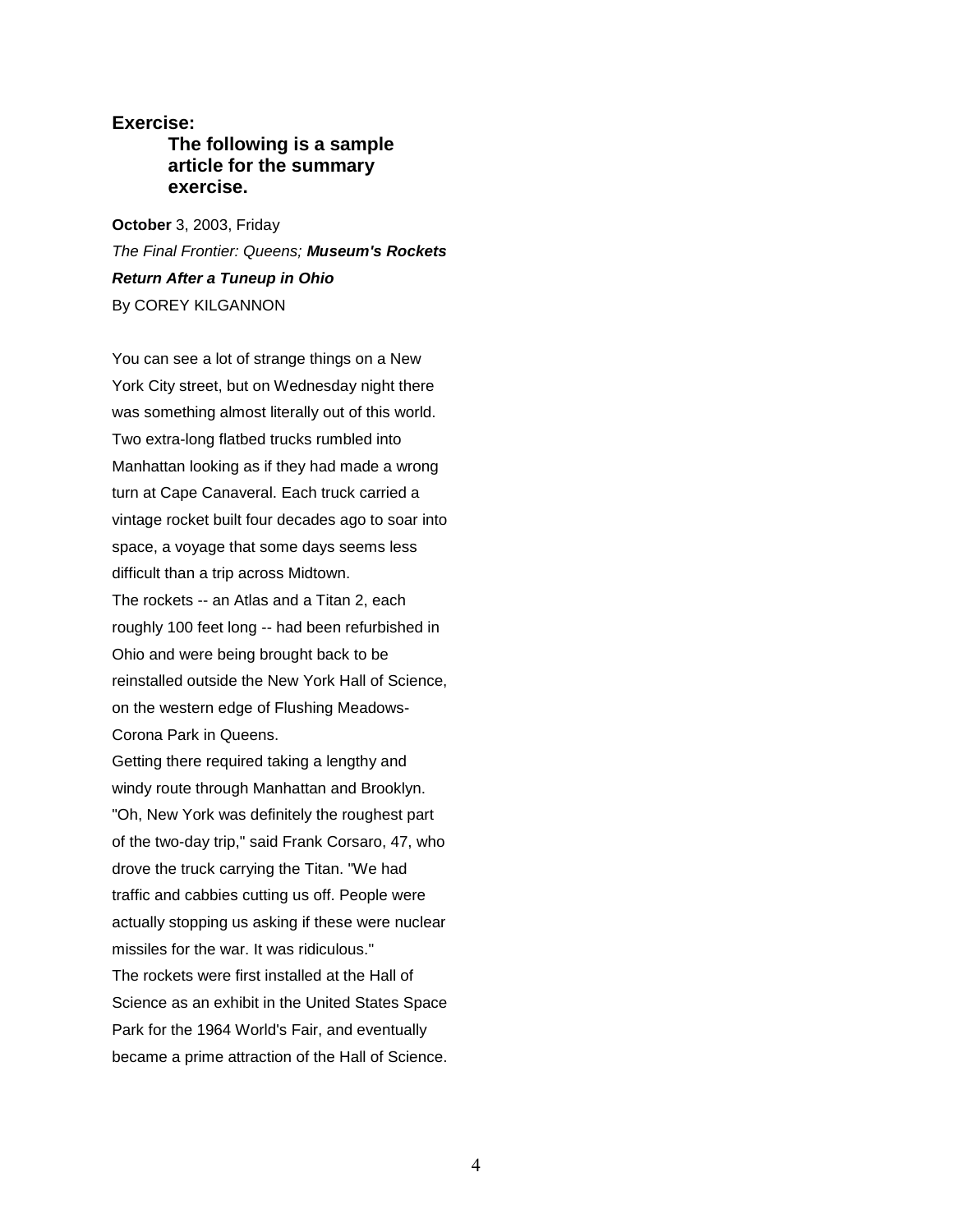**Exercise:**

**The following is a sample article for the summary exercise.**

**October** 3, 2003, Friday

*The Final Frontier: Queens;* ***Museum's Rockets Return After a Tuneup in Ohio***

By COREY KILGANNON

You can see a lot of strange things on a New York City street, but on Wednesday night there was something almost literally out of this world. Two extra-long flatbed trucks rumbled into Manhattan looking as if they had made a wrong turn at Cape Canaveral. Each truck carried a vintage rocket built four decades ago to soar into space, a voyage that some days seems less difficult than a trip across Midtown.

The rockets -- an Atlas and a Titan 2, each roughly 100 feet long -- had been refurbished in Ohio and were being brought back to be reinstalled outside the New York Hall of Science, on the western edge of Flushing Meadows-Corona Park in Queens.

Getting there required taking a lengthy and windy route through Manhattan and Brooklyn. "Oh, New York was definitely the roughest part of the two-day trip," said Frank Corsaro, 47, who drove the truck carrying the Titan. "We had traffic and cabbies cutting us off. People were actually stopping us asking if these were nuclear missiles for the war. It was ridiculous."

The rockets were first installed at the Hall of Science as an exhibit in the United States Space Park for the 1964 World's Fair, and eventually became a prime attraction of the Hall of Science.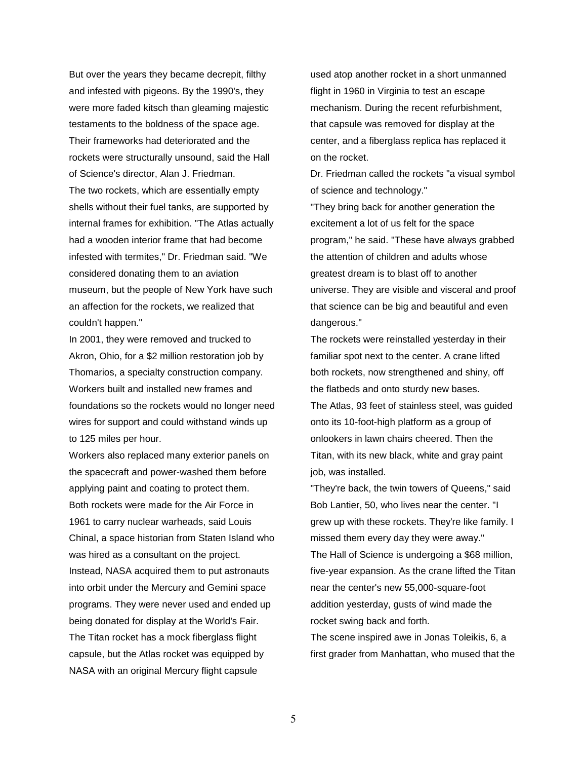But over the years they became decrepit, filthy and infested with pigeons. By the 1990's, they were more faded kitsch than gleaming majestic testaments to the boldness of the space age. Their frameworks had deteriorated and the rockets were structurally unsound, said the Hall of Science's director, Alan J. Friedman.

The two rockets, which are essentially empty shells without their fuel tanks, are supported by internal frames for exhibition. "The Atlas actually had a wooden interior frame that had become infested with termites," Dr. Friedman said. "We considered donating them to an aviation museum, but the people of New York have such an affection for the rockets, we realized that couldn't happen."

In 2001, they were removed and trucked to Akron, Ohio, for a $2 million restoration job by Thomarios, a specialty construction company. Workers built and installed new frames and foundations so the rockets would no longer need wires for support and could withstand winds up to 125 miles per hour.

Workers also replaced many exterior panels on the spacecraft and power-washed them before applying paint and coating to protect them.

Both rockets were made for the Air Force in 1961 to carry nuclear warheads, said Louis Chinal, a space historian from Staten Island who was hired as a consultant on the project. Instead, NASA acquired them to put astronauts into orbit under the Mercury and Gemini space programs. They were never used and ended up being donated for display at the World's Fair.

The Titan rocket has a mock fiberglass flight capsule, but the Atlas rocket was equipped by NASA with an original Mercury flight capsule used atop another rocket in a short unmanned flight in 1960 in Virginia to test an escape mechanism. During the recent refurbishment, that capsule was removed for display at the center, and a fiberglass replica has replaced it on the rocket.

Dr. Friedman called the rockets "a visual symbol of science and technology."

"They bring back for another generation the excitement a lot of us felt for the space program," he said. "These have always grabbed the attention of children and adults whose greatest dream is to blast off to another universe. They are visible and visceral and proof that science can be big and beautiful and even dangerous."

The rockets were reinstalled yesterday in their familiar spot next to the center. A crane lifted both rockets, now strengthened and shiny, off the flatbeds and onto sturdy new bases.

The Atlas, 93 feet of stainless steel, was guided onto its 10-foot-high platform as a group of onlookers in lawn chairs cheered. Then the Titan, with its new black, white and gray paint job, was installed.

"They're back, the twin towers of Queens," said Bob Lantier, 50, who lives near the center. "I grew up with these rockets. They're like family. I missed them every day they were away."

The Hall of Science is undergoing a $68 million, five-year expansion. As the crane lifted the Titan near the center's new 55,000-square-foot addition yesterday, gusts of wind made the rocket swing back and forth.

The scene inspired awe in Jonas Toleikis, 6, a first grader from Manhattan, who mused that the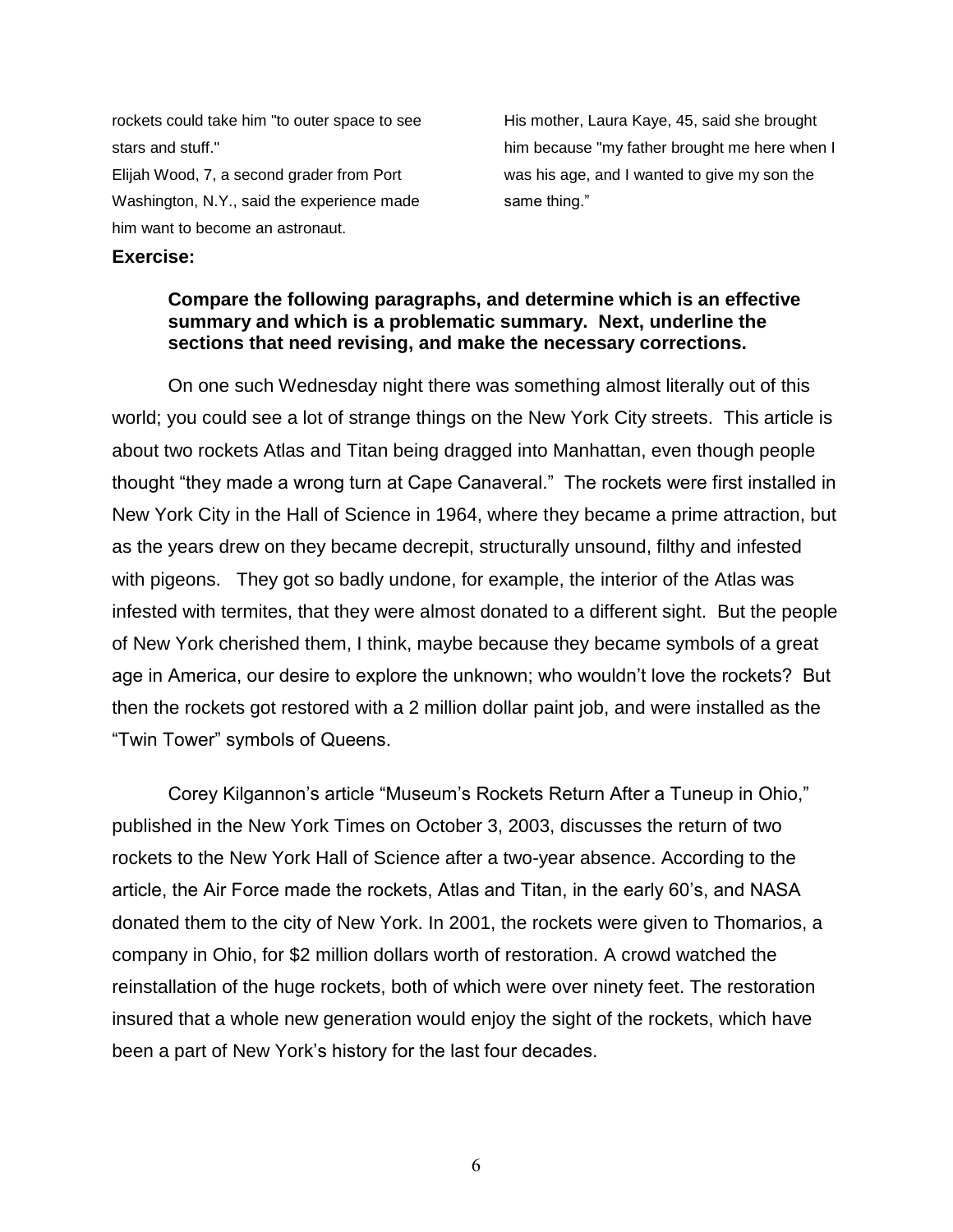rockets could take him "to outer space to see stars and stuff."

Elijah Wood, 7, a second grader from Port Washington, N.Y., said the experience made him want to become an astronaut.

His mother, Laura Kaye, 45, said she brought him because "my father brought me here when I was his age, and I wanted to give my son the same thing."

**Exercise:**

**Compare the following paragraphs, and determine which is an effective summary and which is a problematic summary. Next, underline the sections that need revising, and make the necessary corrections.**

On one such Wednesday night there was something almost literally out of this world; you could see a lot of strange things on the New York City streets. This article is about two rockets Atlas and Titan being dragged into Manhattan, even though people thought "they made a wrong turn at Cape Canaveral." The rockets were first installed in New York City in the Hall of Science in 1964, where they became a prime attraction, but as the years drew on they became decrepit, structurally unsound, filthy and infested with pigeons. They got so badly undone, for example, the interior of the Atlas was infested with termites, that they were almost donated to a different sight. But the people of New York cherished them, I think, maybe because they became symbols of a great age in America, our desire to explore the unknown; who wouldn't love the rockets? But then the rockets got restored with a 2 million dollar paint job, and were installed as the "Twin Tower" symbols of Queens.

Corey Kilgannon's article "Museum's Rockets Return After a Tuneup in Ohio," published in the New York Times on October 3, 2003, discusses the return of two rockets to the New York Hall of Science after a two-year absence. According to the article, the Air Force made the rockets, Atlas and Titan, in the early 60's, and NASA donated them to the city of New York. In 2001, the rockets were given to Thomarios, a company in Ohio, for $2 million dollars worth of restoration. A crowd watched the reinstallation of the huge rockets, both of which were over ninety feet. The restoration insured that a whole new generation would enjoy the sight of the rockets, which have been a part of New York's history for the last four decades.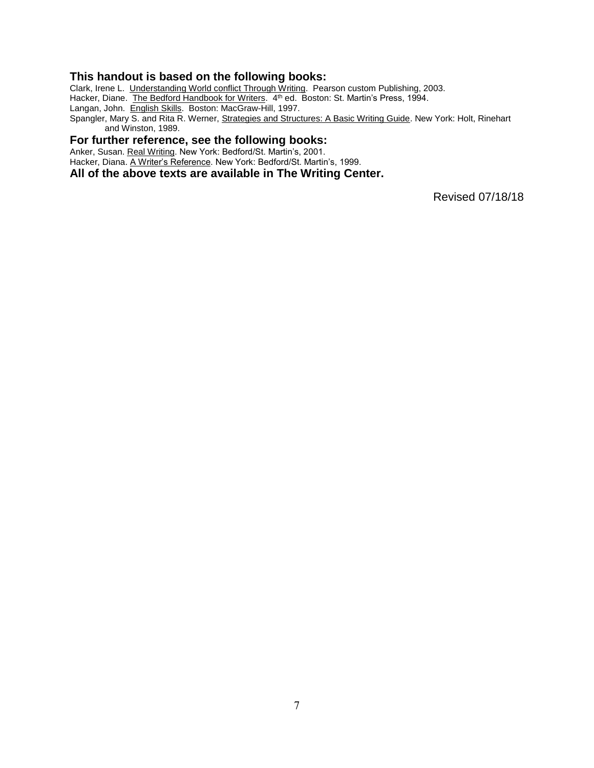### This handout is based on the following books:

Clark, Irene L. Understanding World conflict Through Writing. Pearson custom Publishing, 2003.

Hacker, Diane. The Bedford Handbook for Writers. 4th ed. Boston: St. Martin's Press, 1994.

Langan, John. English Skills. Boston: MacGraw-Hill, 1997.

Spangler, Mary S. and Rita R. Werner, Strategies and Structures: A Basic Writing Guide. New York: Holt, Rinehart and Winston, 1989.

### For further reference, see the following books:

Anker, Susan. Real Writing. New York: Bedford/St. Martin's, 2001.

Hacker, Diana. A Writer's Reference. New York: Bedford/St. Martin's, 1999.

### All of the above texts are available in The Writing Center.

Revised 07/18/18